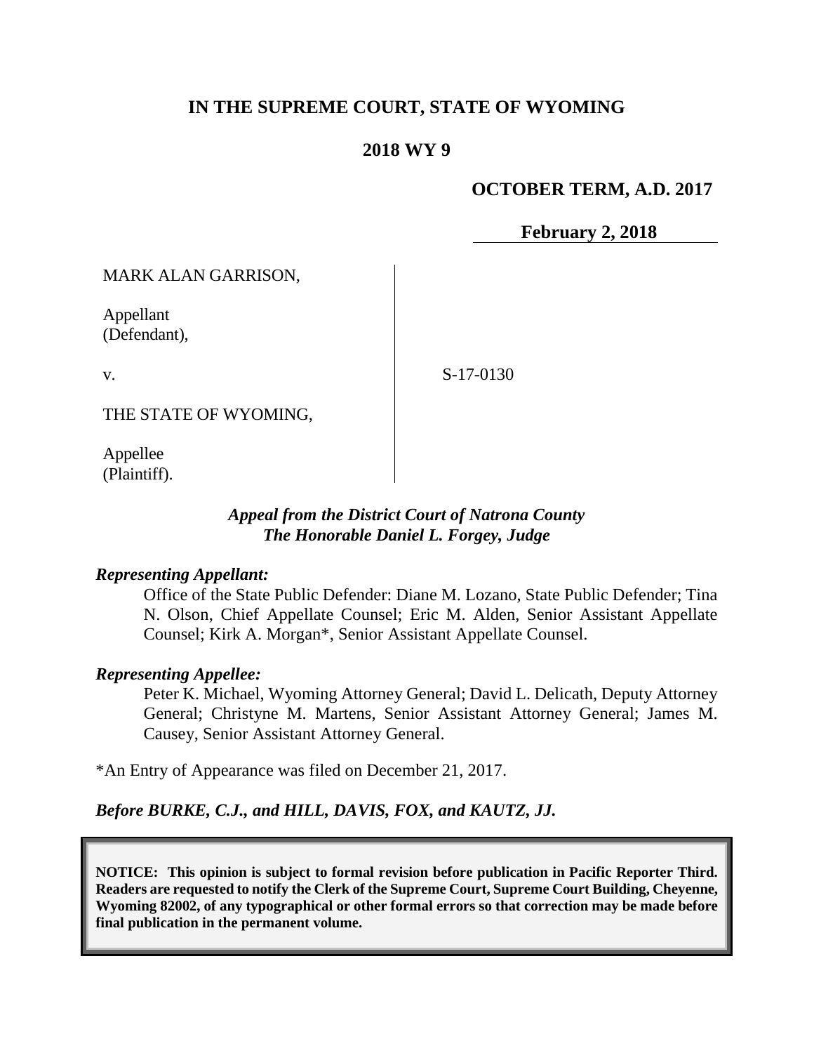# IN THE SUPREME COURT, STATE OF WYOMING

## 2018 WY 9

**OCTOBER TERM, A.D. 2017**

**February 2, 2018**

MARK ALAN GARRISON,

Appellant (Defendant),

v.

THE STATE OF WYOMING,

Appellee (Plaintiff).

S-17-0130

*Appeal from the District Court of Natrona County*
*The Honorable Daniel L. Forgey, Judge*

*Representing Appellant:*

Office of the State Public Defender: Diane M. Lozano, State Public Defender; Tina N. Olson, Chief Appellate Counsel; Eric M. Alden, Senior Assistant Appellate Counsel; Kirk A. Morgan*, Senior Assistant Appellate Counsel.

*Representing Appellee:*

Peter K. Michael, Wyoming Attorney General; David L. Delicath, Deputy Attorney General; Christyne M. Martens, Senior Assistant Attorney General; James M. Causey, Senior Assistant Attorney General.

*An Entry of Appearance was filed on December 21, 2017.

*Before BURKE, C.J., and HILL, DAVIS, FOX, and KAUTZ, JJ.*

**NOTICE: This opinion is subject to formal revision before publication in Pacific Reporter Third. Readers are requested to notify the Clerk of the Supreme Court, Supreme Court Building, Cheyenne, Wyoming 82002, of any typographical or other formal errors so that correction may be made before final publication in the permanent volume.**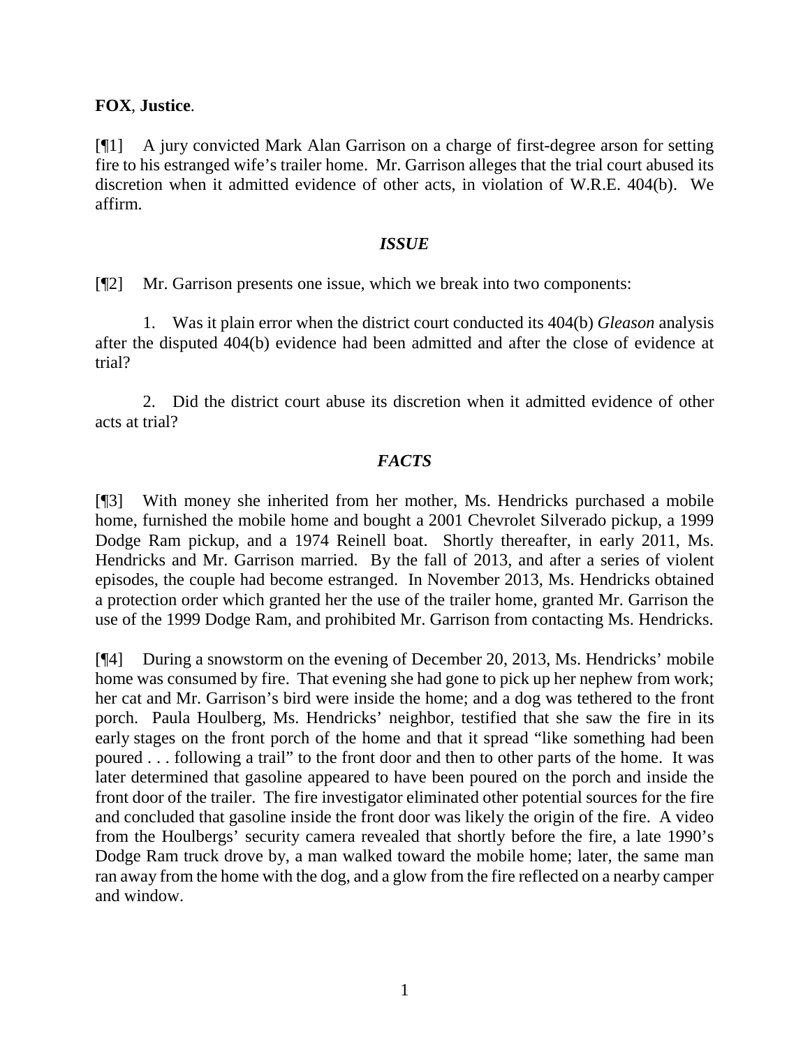**FOX**, **Justice**.

[¶1] A jury convicted Mark Alan Garrison on a charge of first-degree arson for setting fire to his estranged wife's trailer home. Mr. Garrison alleges that the trial court abused its discretion when it admitted evidence of other acts, in violation of W.R.E. 404(b). We affirm.

### *ISSUE*

[¶2] Mr. Garrison presents one issue, which we break into two components:

1. Was it plain error when the district court conducted its 404(b) *Gleason* analysis after the disputed 404(b) evidence had been admitted and after the close of evidence at trial?

2. Did the district court abuse its discretion when it admitted evidence of other acts at trial?

### *FACTS*

[¶3] With money she inherited from her mother, Ms. Hendricks purchased a mobile home, furnished the mobile home and bought a 2001 Chevrolet Silverado pickup, a 1999 Dodge Ram pickup, and a 1974 Reinell boat. Shortly thereafter, in early 2011, Ms. Hendricks and Mr. Garrison married. By the fall of 2013, and after a series of violent episodes, the couple had become estranged. In November 2013, Ms. Hendricks obtained a protection order which granted her the use of the trailer home, granted Mr. Garrison the use of the 1999 Dodge Ram, and prohibited Mr. Garrison from contacting Ms. Hendricks.

[¶4] During a snowstorm on the evening of December 20, 2013, Ms. Hendricks' mobile home was consumed by fire. That evening she had gone to pick up her nephew from work; her cat and Mr. Garrison's bird were inside the home; and a dog was tethered to the front porch. Paula Houlberg, Ms. Hendricks' neighbor, testified that she saw the fire in its early stages on the front porch of the home and that it spread "like something had been poured . . . following a trail" to the front door and then to other parts of the home. It was later determined that gasoline appeared to have been poured on the porch and inside the front door of the trailer. The fire investigator eliminated other potential sources for the fire and concluded that gasoline inside the front door was likely the origin of the fire. A video from the Houlbergs' security camera revealed that shortly before the fire, a late 1990's Dodge Ram truck drove by, a man walked toward the mobile home; later, the same man ran away from the home with the dog, and a glow from the fire reflected on a nearby camper and window.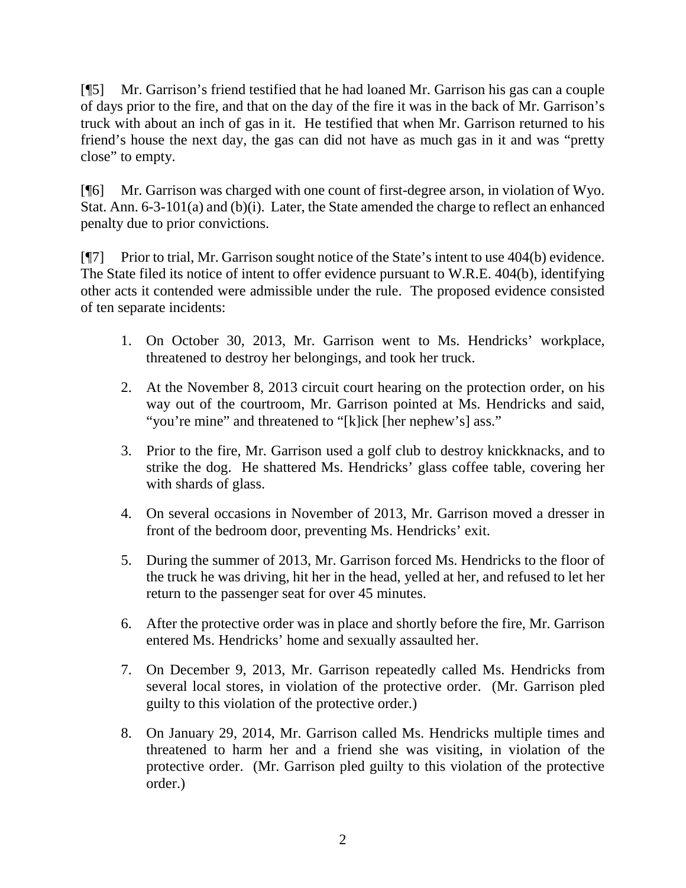[¶5] Mr. Garrison's friend testified that he had loaned Mr. Garrison his gas can a couple of days prior to the fire, and that on the day of the fire it was in the back of Mr. Garrison's truck with about an inch of gas in it. He testified that when Mr. Garrison returned to his friend's house the next day, the gas can did not have as much gas in it and was "pretty close" to empty.

[¶6] Mr. Garrison was charged with one count of first-degree arson, in violation of Wyo. Stat. Ann. 6-3-101(a) and (b)(i). Later, the State amended the charge to reflect an enhanced penalty due to prior convictions.

[¶7] Prior to trial, Mr. Garrison sought notice of the State's intent to use 404(b) evidence. The State filed its notice of intent to offer evidence pursuant to W.R.E. 404(b), identifying other acts it contended were admissible under the rule. The proposed evidence consisted of ten separate incidents:

1. On October 30, 2013, Mr. Garrison went to Ms. Hendricks' workplace, threatened to destroy her belongings, and took her truck.
2. At the November 8, 2013 circuit court hearing on the protection order, on his way out of the courtroom, Mr. Garrison pointed at Ms. Hendricks and said, "you're mine" and threatened to "[k]ick [her nephew's] ass."
3. Prior to the fire, Mr. Garrison used a golf club to destroy knickknacks, and to strike the dog. He shattered Ms. Hendricks' glass coffee table, covering her with shards of glass.
4. On several occasions in November of 2013, Mr. Garrison moved a dresser in front of the bedroom door, preventing Ms. Hendricks' exit.
5. During the summer of 2013, Mr. Garrison forced Ms. Hendricks to the floor of the truck he was driving, hit her in the head, yelled at her, and refused to let her return to the passenger seat for over 45 minutes.
6. After the protective order was in place and shortly before the fire, Mr. Garrison entered Ms. Hendricks' home and sexually assaulted her.
7. On December 9, 2013, Mr. Garrison repeatedly called Ms. Hendricks from several local stores, in violation of the protective order. (Mr. Garrison pled guilty to this violation of the protective order.)
8. On January 29, 2014, Mr. Garrison called Ms. Hendricks multiple times and threatened to harm her and a friend she was visiting, in violation of the protective order. (Mr. Garrison pled guilty to this violation of the protective order.)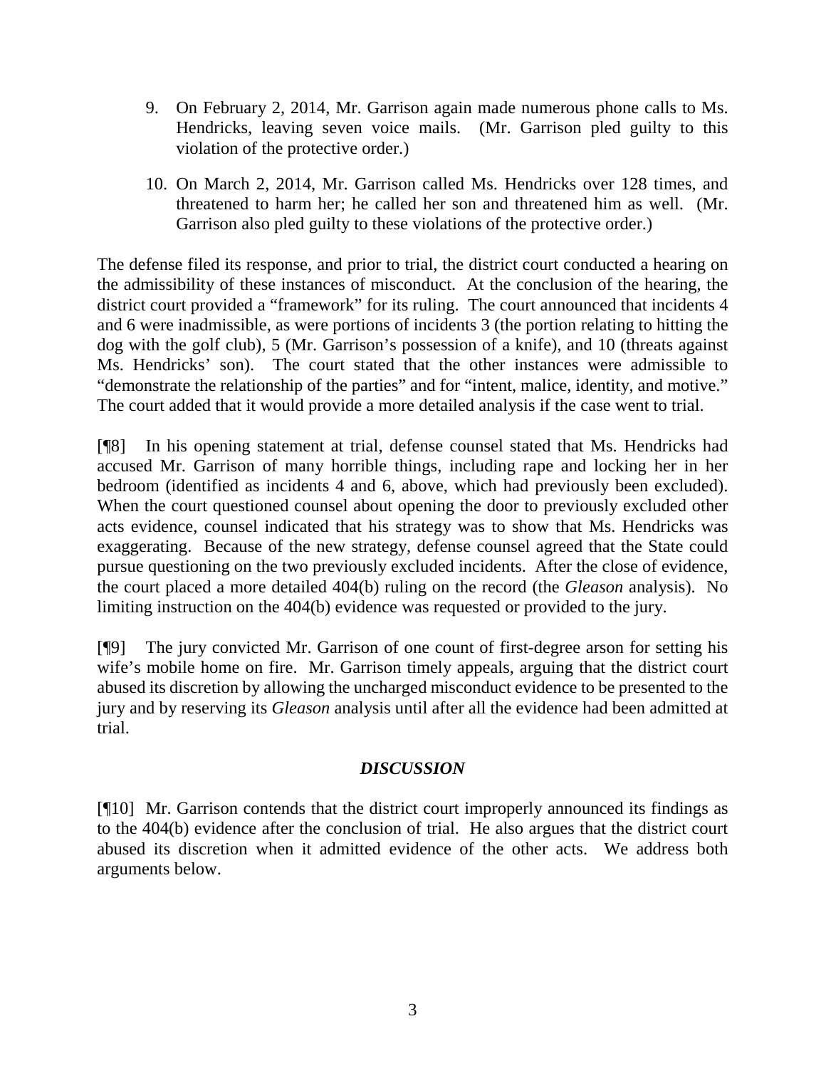9. On February 2, 2014, Mr. Garrison again made numerous phone calls to Ms. Hendricks, leaving seven voice mails. (Mr. Garrison pled guilty to this violation of the protective order.)

10. On March 2, 2014, Mr. Garrison called Ms. Hendricks over 128 times, and threatened to harm her; he called her son and threatened him as well. (Mr. Garrison also pled guilty to these violations of the protective order.)

The defense filed its response, and prior to trial, the district court conducted a hearing on the admissibility of these instances of misconduct. At the conclusion of the hearing, the district court provided a "framework" for its ruling. The court announced that incidents 4 and 6 were inadmissible, as were portions of incidents 3 (the portion relating to hitting the dog with the golf club), 5 (Mr. Garrison's possession of a knife), and 10 (threats against Ms. Hendricks' son). The court stated that the other instances were admissible to "demonstrate the relationship of the parties" and for "intent, malice, identity, and motive." The court added that it would provide a more detailed analysis if the case went to trial.

[¶8] In his opening statement at trial, defense counsel stated that Ms. Hendricks had accused Mr. Garrison of many horrible things, including rape and locking her in her bedroom (identified as incidents 4 and 6, above, which had previously been excluded). When the court questioned counsel about opening the door to previously excluded other acts evidence, counsel indicated that his strategy was to show that Ms. Hendricks was exaggerating. Because of the new strategy, defense counsel agreed that the State could pursue questioning on the two previously excluded incidents. After the close of evidence, the court placed a more detailed 404(b) ruling on the record (the *Gleason* analysis). No limiting instruction on the 404(b) evidence was requested or provided to the jury.

[¶9] The jury convicted Mr. Garrison of one count of first-degree arson for setting his wife's mobile home on fire. Mr. Garrison timely appeals, arguing that the district court abused its discretion by allowing the uncharged misconduct evidence to be presented to the jury and by reserving its *Gleason* analysis until after all the evidence had been admitted at trial.

## *DISCUSSION*

[¶10] Mr. Garrison contends that the district court improperly announced its findings as to the 404(b) evidence after the conclusion of trial. He also argues that the district court abused its discretion when it admitted evidence of the other acts. We address both arguments below.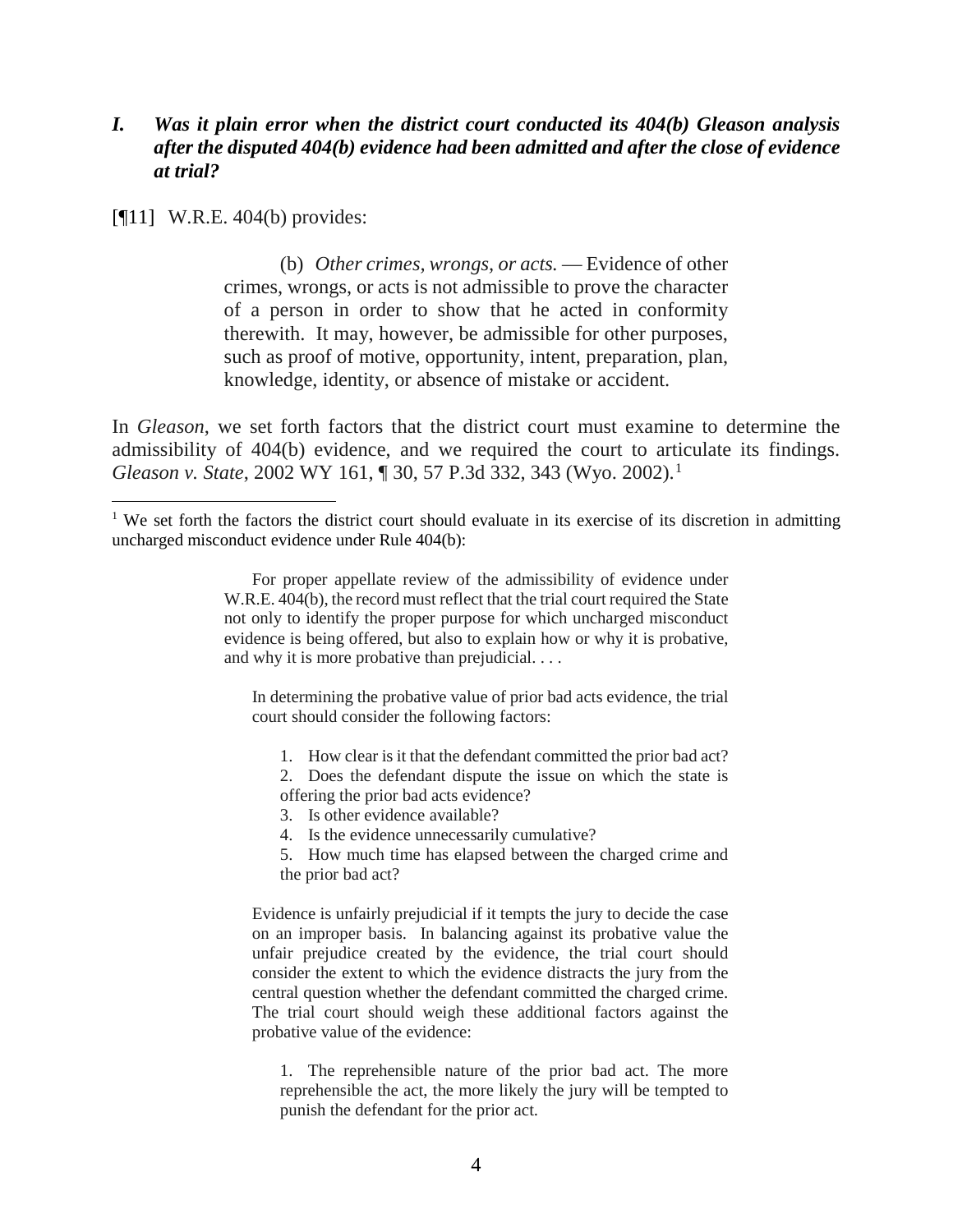### *I. Was it plain error when the district court conducted its 404(b) Gleason analysis after the disputed 404(b) evidence had been admitted and after the close of evidence at trial?*

[¶11] W.R.E. 404(b) provides:

> (b) *Other crimes, wrongs, or acts.* — Evidence of other crimes, wrongs, or acts is not admissible to prove the character of a person in order to show that he acted in conformity therewith. It may, however, be admissible for other purposes, such as proof of motive, opportunity, intent, preparation, plan, knowledge, identity, or absence of mistake or accident.

In *Gleason*, we set forth factors that the district court must examine to determine the admissibility of 404(b) evidence, and we required the court to articulate its findings. *Gleason v. State*, 2002 WY 161, ¶ 30, 57 P.3d 332, 343 (Wyo. 2002).[1]

---

[1] We set forth the factors the district court should evaluate in its exercise of its discretion in admitting uncharged misconduct evidence under Rule 404(b):

> For proper appellate review of the admissibility of evidence under W.R.E. 404(b), the record must reflect that the trial court required the State not only to identify the proper purpose for which uncharged misconduct evidence is being offered, but also to explain how or why it is probative, and why it is more probative than prejudicial. . . .
>
> In determining the probative value of prior bad acts evidence, the trial court should consider the following factors:
>
> 1. How clear is it that the defendant committed the prior bad act?
> 2. Does the defendant dispute the issue on which the state is offering the prior bad acts evidence?
> 3. Is other evidence available?
> 4. Is the evidence unnecessarily cumulative?
> 5. How much time has elapsed between the charged crime and the prior bad act?
>
> Evidence is unfairly prejudicial if it tempts the jury to decide the case on an improper basis. In balancing against its probative value the unfair prejudice created by the evidence, the trial court should consider the extent to which the evidence distracts the jury from the central question whether the defendant committed the charged crime. The trial court should weigh these additional factors against the probative value of the evidence:
>
> 1. The reprehensible nature of the prior bad act. The more reprehensible the act, the more likely the jury will be tempted to punish the defendant for the prior act.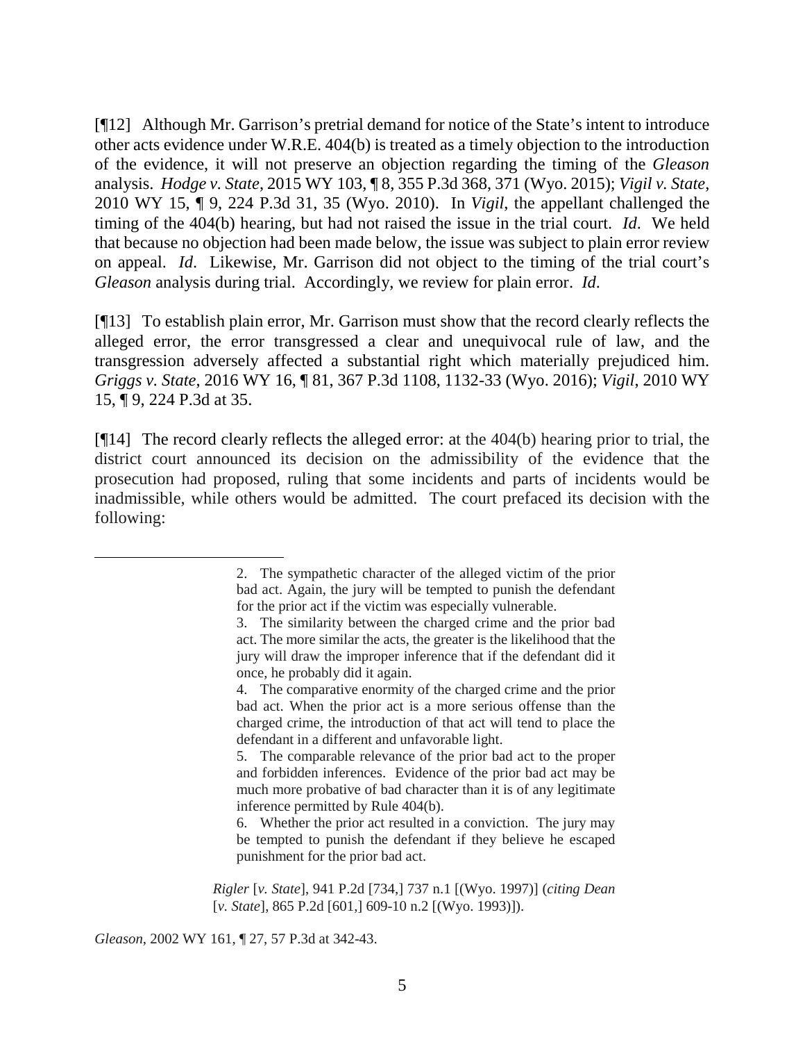[¶12] Although Mr. Garrison's pretrial demand for notice of the State's intent to introduce other acts evidence under W.R.E. 404(b) is treated as a timely objection to the introduction of the evidence, it will not preserve an objection regarding the timing of the *Gleason* analysis. *Hodge v. State*, 2015 WY 103, ¶ 8, 355 P.3d 368, 371 (Wyo. 2015); *Vigil v. State*, 2010 WY 15, ¶ 9, 224 P.3d 31, 35 (Wyo. 2010). In *Vigil*, the appellant challenged the timing of the 404(b) hearing, but had not raised the issue in the trial court. *Id*. We held that because no objection had been made below, the issue was subject to plain error review on appeal. *Id*. Likewise, Mr. Garrison did not object to the timing of the trial court's *Gleason* analysis during trial. Accordingly, we review for plain error. *Id*.

[¶13] To establish plain error, Mr. Garrison must show that the record clearly reflects the alleged error, the error transgressed a clear and unequivocal rule of law, and the transgression adversely affected a substantial right which materially prejudiced him. *Griggs v. State*, 2016 WY 16, ¶ 81, 367 P.3d 1108, 1132-33 (Wyo. 2016); *Vigil*, 2010 WY 15, ¶ 9, 224 P.3d at 35.

[¶14] The record clearly reflects the alleged error: at the 404(b) hearing prior to trial, the district court announced its decision on the admissibility of the evidence that the prosecution had proposed, ruling that some incidents and parts of incidents would be inadmissible, while others would be admitted. The court prefaced its decision with the following:

---

> 2. The sympathetic character of the alleged victim of the prior bad act. Again, the jury will be tempted to punish the defendant for the prior act if the victim was especially vulnerable.
>
> 3. The similarity between the charged crime and the prior bad act. The more similar the acts, the greater is the likelihood that the jury will draw the improper inference that if the defendant did it once, he probably did it again.
>
> 4. The comparative enormity of the charged crime and the prior bad act. When the prior act is a more serious offense than the charged crime, the introduction of that act will tend to place the defendant in a different and unfavorable light.
>
> 5. The comparable relevance of the prior bad act to the proper and forbidden inferences. Evidence of the prior bad act may be much more probative of bad character than it is of any legitimate inference permitted by Rule 404(b).
>
> 6. Whether the prior act resulted in a conviction. The jury may be tempted to punish the defendant if they believe he escaped punishment for the prior bad act.
>
> *Rigler* [*v. State*], 941 P.2d [734,] 737 n.1 [(Wyo. 1997)] (*citing Dean* [*v. State*], 865 P.2d [601,] 609-10 n.2 [(Wyo. 1993)]).

*Gleason*, 2002 WY 161, ¶ 27, 57 P.3d at 342-43.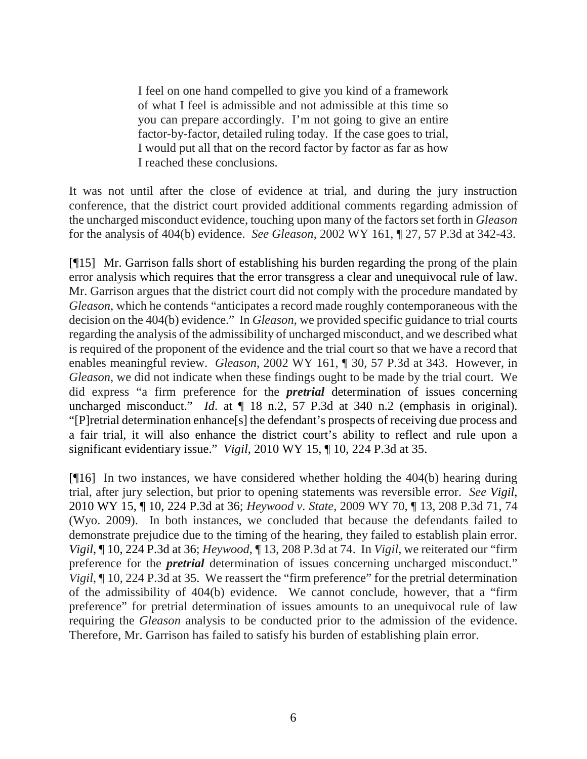> I feel on one hand compelled to give you kind of a framework of what I feel is admissible and not admissible at this time so you can prepare accordingly. I'm not going to give an entire factor-by-factor, detailed ruling today. If the case goes to trial, I would put all that on the record factor by factor as far as how I reached these conclusions.

It was not until after the close of evidence at trial, and during the jury instruction conference, that the district court provided additional comments regarding admission of the uncharged misconduct evidence, touching upon many of the factors set forth in *Gleason* for the analysis of 404(b) evidence. *See Gleason*, 2002 WY 161, ¶ 27, 57 P.3d at 342-43.

[¶15] Mr. Garrison falls short of establishing his burden regarding the prong of the plain error analysis which requires that the error transgress a clear and unequivocal rule of law. Mr. Garrison argues that the district court did not comply with the procedure mandated by *Gleason*, which he contends "anticipates a record made roughly contemporaneous with the decision on the 404(b) evidence." In *Gleason*, we provided specific guidance to trial courts regarding the analysis of the admissibility of uncharged misconduct, and we described what is required of the proponent of the evidence and the trial court so that we have a record that enables meaningful review. *Gleason*, 2002 WY 161, ¶ 30, 57 P.3d at 343. However, in *Gleason*, we did not indicate when these findings ought to be made by the trial court. We did express "a firm preference for the ***pretrial*** determination of issues concerning uncharged misconduct." *Id*. at ¶ 18 n.2, 57 P.3d at 340 n.2 (emphasis in original). "[P]retrial determination enhance[s] the defendant's prospects of receiving due process and a fair trial, it will also enhance the district court's ability to reflect and rule upon a significant evidentiary issue." *Vigil*, 2010 WY 15, ¶ 10, 224 P.3d at 35.

[¶16] In two instances, we have considered whether holding the 404(b) hearing during trial, after jury selection, but prior to opening statements was reversible error. *See Vigil*, 2010 WY 15, ¶ 10, 224 P.3d at 36; *Heywood v. State*, 2009 WY 70, ¶ 13, 208 P.3d 71, 74 (Wyo. 2009). In both instances, we concluded that because the defendants failed to demonstrate prejudice due to the timing of the hearing, they failed to establish plain error. *Vigil*, ¶ 10, 224 P.3d at 36; *Heywood*, ¶ 13, 208 P.3d at 74. In *Vigil*, we reiterated our "firm preference for the ***pretrial*** determination of issues concerning uncharged misconduct." *Vigil*, ¶ 10, 224 P.3d at 35. We reassert the "firm preference" for the pretrial determination of the admissibility of 404(b) evidence. We cannot conclude, however, that a "firm preference" for pretrial determination of issues amounts to an unequivocal rule of law requiring the *Gleason* analysis to be conducted prior to the admission of the evidence. Therefore, Mr. Garrison has failed to satisfy his burden of establishing plain error.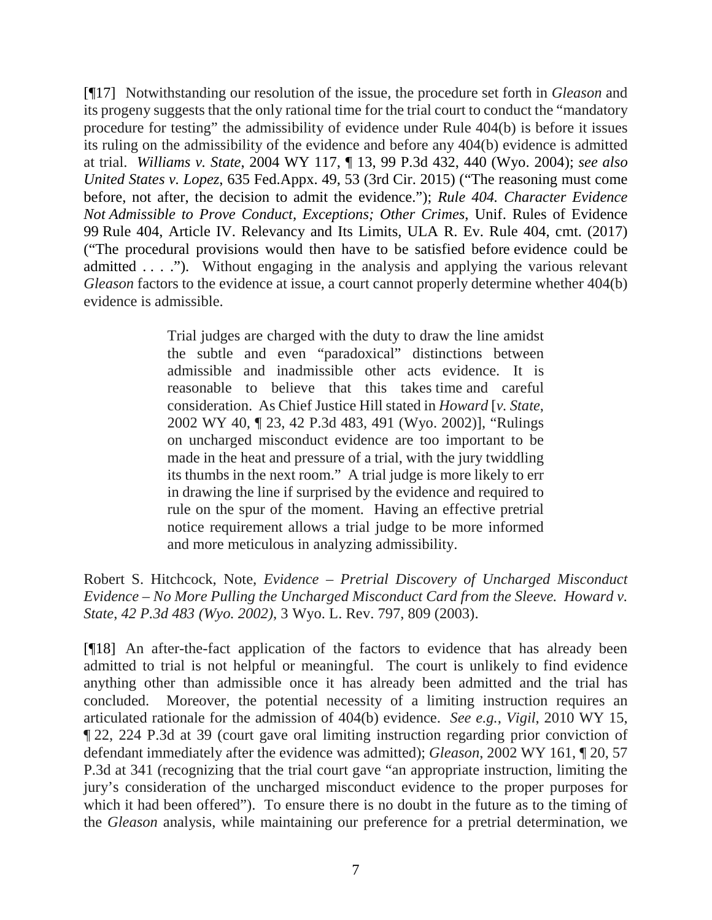[¶17] Notwithstanding our resolution of the issue, the procedure set forth in *Gleason* and its progeny suggests that the only rational time for the trial court to conduct the "mandatory procedure for testing" the admissibility of evidence under Rule 404(b) is before it issues its ruling on the admissibility of the evidence and before any 404(b) evidence is admitted at trial. *Williams v. State*, 2004 WY 117, ¶ 13, 99 P.3d 432, 440 (Wyo. 2004); *see also United States v. Lopez*, 635 Fed.Appx. 49, 53 (3rd Cir. 2015) ("The reasoning must come before, not after, the decision to admit the evidence."); *Rule 404. Character Evidence Not Admissible to Prove Conduct, Exceptions; Other Crimes*, Unif. Rules of Evidence 99 Rule 404, Article IV. Relevancy and Its Limits, ULA R. Ev. Rule 404, cmt. (2017) ("The procedural provisions would then have to be satisfied before evidence could be admitted . . . ."). Without engaging in the analysis and applying the various relevant *Gleason* factors to the evidence at issue, a court cannot properly determine whether 404(b) evidence is admissible.

> Trial judges are charged with the duty to draw the line amidst the subtle and even "paradoxical" distinctions between admissible and inadmissible other acts evidence. It is reasonable to believe that this takes time and careful consideration. As Chief Justice Hill stated in *Howard* [*v. State*, 2002 WY 40, ¶ 23, 42 P.3d 483, 491 (Wyo. 2002)], "Rulings on uncharged misconduct evidence are too important to be made in the heat and pressure of a trial, with the jury twiddling its thumbs in the next room." A trial judge is more likely to err in drawing the line if surprised by the evidence and required to rule on the spur of the moment. Having an effective pretrial notice requirement allows a trial judge to be more informed and more meticulous in analyzing admissibility.

Robert S. Hitchcock, Note, *Evidence – Pretrial Discovery of Uncharged Misconduct Evidence – No More Pulling the Uncharged Misconduct Card from the Sleeve. Howard v. State, 42 P.3d 483 (Wyo. 2002)*, 3 Wyo. L. Rev. 797, 809 (2003).

[¶18] An after-the-fact application of the factors to evidence that has already been admitted to trial is not helpful or meaningful. The court is unlikely to find evidence anything other than admissible once it has already been admitted and the trial has concluded. Moreover, the potential necessity of a limiting instruction requires an articulated rationale for the admission of 404(b) evidence. *See e.g.*, *Vigil*, 2010 WY 15, ¶ 22, 224 P.3d at 39 (court gave oral limiting instruction regarding prior conviction of defendant immediately after the evidence was admitted); *Gleason*, 2002 WY 161, ¶ 20, 57 P.3d at 341 (recognizing that the trial court gave "an appropriate instruction, limiting the jury's consideration of the uncharged misconduct evidence to the proper purposes for which it had been offered"). To ensure there is no doubt in the future as to the timing of the *Gleason* analysis, while maintaining our preference for a pretrial determination, we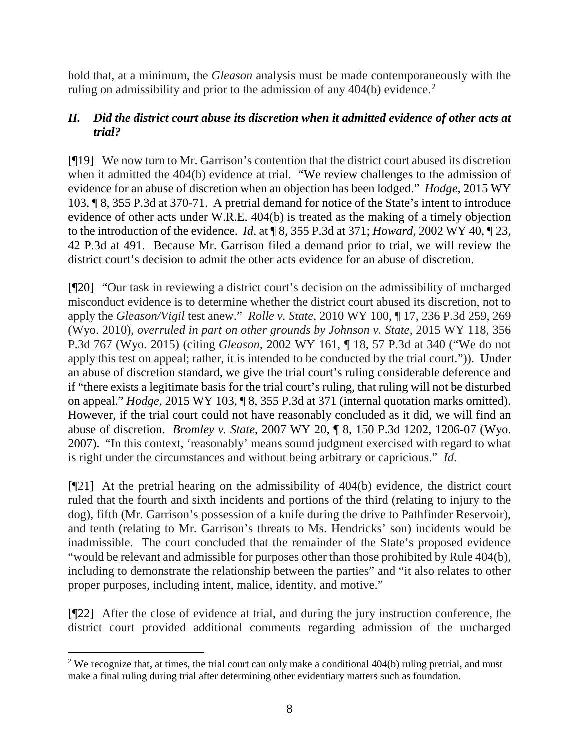hold that, at a minimum, the *Gleason* analysis must be made contemporaneously with the ruling on admissibility and prior to the admission of any 404(b) evidence.[2]

### *II. Did the district court abuse its discretion when it admitted evidence of other acts at trial?*

[¶19] We now turn to Mr. Garrison's contention that the district court abused its discretion when it admitted the 404(b) evidence at trial. "We review challenges to the admission of evidence for an abuse of discretion when an objection has been lodged." *Hodge*, 2015 WY 103, ¶ 8, 355 P.3d at 370-71. A pretrial demand for notice of the State's intent to introduce evidence of other acts under W.R.E. 404(b) is treated as the making of a timely objection to the introduction of the evidence. *Id*. at ¶ 8, 355 P.3d at 371; *Howard*, 2002 WY 40, ¶ 23, 42 P.3d at 491. Because Mr. Garrison filed a demand prior to trial, we will review the district court's decision to admit the other acts evidence for an abuse of discretion.

[¶20] "Our task in reviewing a district court's decision on the admissibility of uncharged misconduct evidence is to determine whether the district court abused its discretion, not to apply the *Gleason/Vigil* test anew." *Rolle v. State*, 2010 WY 100, ¶ 17, 236 P.3d 259, 269 (Wyo. 2010), *overruled in part on other grounds by Johnson v. State*, 2015 WY 118, 356 P.3d 767 (Wyo. 2015) (citing *Gleason*, 2002 WY 161, ¶ 18, 57 P.3d at 340 ("We do not apply this test on appeal; rather, it is intended to be conducted by the trial court.")). Under an abuse of discretion standard, we give the trial court's ruling considerable deference and if "there exists a legitimate basis for the trial court's ruling, that ruling will not be disturbed on appeal." *Hodge*, 2015 WY 103, ¶ 8, 355 P.3d at 371 (internal quotation marks omitted). However, if the trial court could not have reasonably concluded as it did, we will find an abuse of discretion. *Bromley v. State*, 2007 WY 20, ¶ 8, 150 P.3d 1202, 1206-07 (Wyo. 2007). "In this context, 'reasonably' means sound judgment exercised with regard to what is right under the circumstances and without being arbitrary or capricious." *Id*.

[¶21] At the pretrial hearing on the admissibility of 404(b) evidence, the district court ruled that the fourth and sixth incidents and portions of the third (relating to injury to the dog), fifth (Mr. Garrison's possession of a knife during the drive to Pathfinder Reservoir), and tenth (relating to Mr. Garrison's threats to Ms. Hendricks' son) incidents would be inadmissible. The court concluded that the remainder of the State's proposed evidence "would be relevant and admissible for purposes other than those prohibited by Rule 404(b), including to demonstrate the relationship between the parties" and "it also relates to other proper purposes, including intent, malice, identity, and motive."

[¶22] After the close of evidence at trial, and during the jury instruction conference, the district court provided additional comments regarding admission of the uncharged

[2] We recognize that, at times, the trial court can only make a conditional 404(b) ruling pretrial, and must make a final ruling during trial after determining other evidentiary matters such as foundation.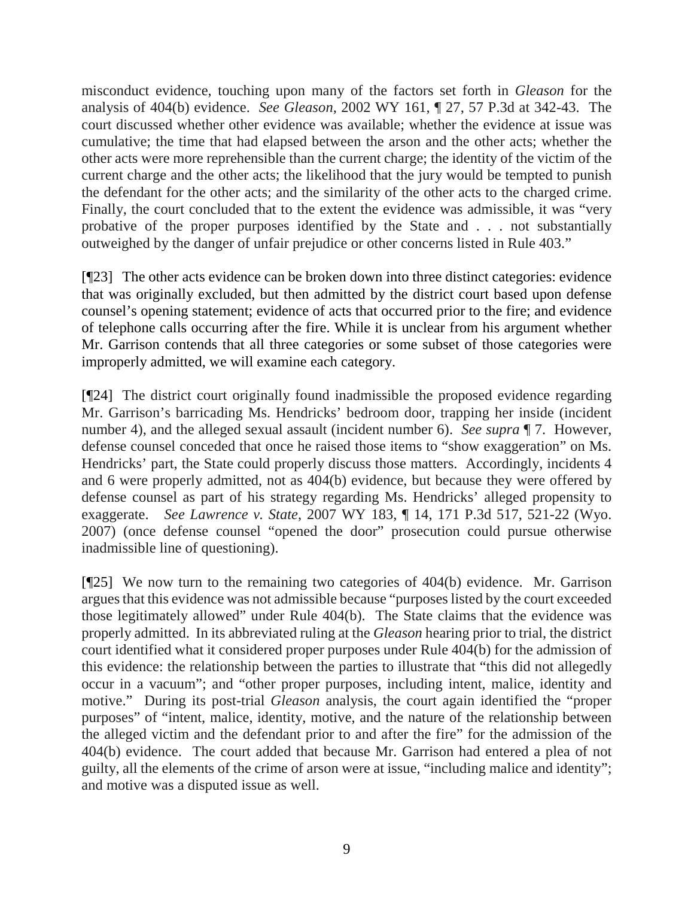misconduct evidence, touching upon many of the factors set forth in *Gleason* for the analysis of 404(b) evidence. *See Gleason*, 2002 WY 161, ¶ 27, 57 P.3d at 342-43. The court discussed whether other evidence was available; whether the evidence at issue was cumulative; the time that had elapsed between the arson and the other acts; whether the other acts were more reprehensible than the current charge; the identity of the victim of the current charge and the other acts; the likelihood that the jury would be tempted to punish the defendant for the other acts; and the similarity of the other acts to the charged crime. Finally, the court concluded that to the extent the evidence was admissible, it was "very probative of the proper purposes identified by the State and . . . not substantially outweighed by the danger of unfair prejudice or other concerns listed in Rule 403."

[¶23] The other acts evidence can be broken down into three distinct categories: evidence that was originally excluded, but then admitted by the district court based upon defense counsel's opening statement; evidence of acts that occurred prior to the fire; and evidence of telephone calls occurring after the fire. While it is unclear from his argument whether Mr. Garrison contends that all three categories or some subset of those categories were improperly admitted, we will examine each category.

[¶24] The district court originally found inadmissible the proposed evidence regarding Mr. Garrison's barricading Ms. Hendricks' bedroom door, trapping her inside (incident number 4), and the alleged sexual assault (incident number 6). *See supra* ¶ 7. However, defense counsel conceded that once he raised those items to "show exaggeration" on Ms. Hendricks' part, the State could properly discuss those matters. Accordingly, incidents 4 and 6 were properly admitted, not as 404(b) evidence, but because they were offered by defense counsel as part of his strategy regarding Ms. Hendricks' alleged propensity to exaggerate. *See Lawrence v. State*, 2007 WY 183, ¶ 14, 171 P.3d 517, 521-22 (Wyo. 2007) (once defense counsel "opened the door" prosecution could pursue otherwise inadmissible line of questioning).

[¶25] We now turn to the remaining two categories of 404(b) evidence. Mr. Garrison argues that this evidence was not admissible because "purposes listed by the court exceeded those legitimately allowed" under Rule 404(b). The State claims that the evidence was properly admitted. In its abbreviated ruling at the *Gleason* hearing prior to trial, the district court identified what it considered proper purposes under Rule 404(b) for the admission of this evidence: the relationship between the parties to illustrate that "this did not allegedly occur in a vacuum"; and "other proper purposes, including intent, malice, identity and motive." During its post-trial *Gleason* analysis, the court again identified the "proper purposes" of "intent, malice, identity, motive, and the nature of the relationship between the alleged victim and the defendant prior to and after the fire" for the admission of the 404(b) evidence. The court added that because Mr. Garrison had entered a plea of not guilty, all the elements of the crime of arson were at issue, "including malice and identity"; and motive was a disputed issue as well.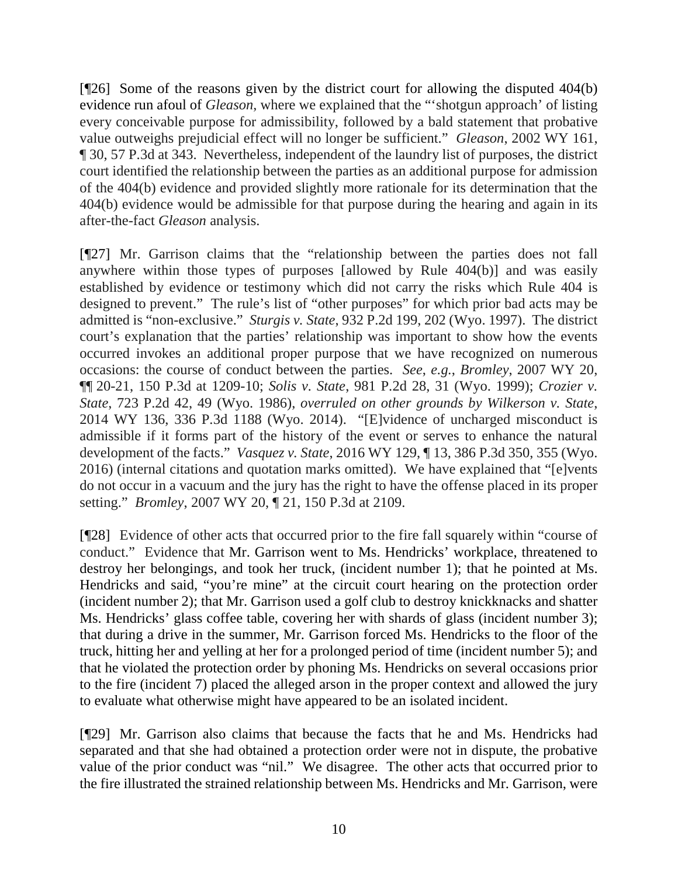[¶26] Some of the reasons given by the district court for allowing the disputed 404(b) evidence run afoul of *Gleason*, where we explained that the "'shotgun approach' of listing every conceivable purpose for admissibility, followed by a bald statement that probative value outweighs prejudicial effect will no longer be sufficient." *Gleason*, 2002 WY 161, ¶ 30, 57 P.3d at 343. Nevertheless, independent of the laundry list of purposes, the district court identified the relationship between the parties as an additional purpose for admission of the 404(b) evidence and provided slightly more rationale for its determination that the 404(b) evidence would be admissible for that purpose during the hearing and again in its after-the-fact *Gleason* analysis.

[¶27] Mr. Garrison claims that the "relationship between the parties does not fall anywhere within those types of purposes [allowed by Rule 404(b)] and was easily established by evidence or testimony which did not carry the risks which Rule 404 is designed to prevent." The rule's list of "other purposes" for which prior bad acts may be admitted is "non-exclusive." *Sturgis v. State*, 932 P.2d 199, 202 (Wyo. 1997). The district court's explanation that the parties' relationship was important to show how the events occurred invokes an additional proper purpose that we have recognized on numerous occasions: the course of conduct between the parties. *See, e.g.*, *Bromley*, 2007 WY 20, ¶¶ 20-21, 150 P.3d at 1209-10; *Solis v. State*, 981 P.2d 28, 31 (Wyo. 1999); *Crozier v. State*, 723 P.2d 42, 49 (Wyo. 1986), *overruled on other grounds by Wilkerson v. State*, 2014 WY 136, 336 P.3d 1188 (Wyo. 2014). "[E]vidence of uncharged misconduct is admissible if it forms part of the history of the event or serves to enhance the natural development of the facts." *Vasquez v. State*, 2016 WY 129, ¶ 13, 386 P.3d 350, 355 (Wyo. 2016) (internal citations and quotation marks omitted). We have explained that "[e]vents do not occur in a vacuum and the jury has the right to have the offense placed in its proper setting." *Bromley*, 2007 WY 20, ¶ 21, 150 P.3d at 2109.

[¶28] Evidence of other acts that occurred prior to the fire fall squarely within "course of conduct." Evidence that Mr. Garrison went to Ms. Hendricks' workplace, threatened to destroy her belongings, and took her truck, (incident number 1); that he pointed at Ms. Hendricks and said, "you're mine" at the circuit court hearing on the protection order (incident number 2); that Mr. Garrison used a golf club to destroy knickknacks and shatter Ms. Hendricks' glass coffee table, covering her with shards of glass (incident number 3); that during a drive in the summer, Mr. Garrison forced Ms. Hendricks to the floor of the truck, hitting her and yelling at her for a prolonged period of time (incident number 5); and that he violated the protection order by phoning Ms. Hendricks on several occasions prior to the fire (incident 7) placed the alleged arson in the proper context and allowed the jury to evaluate what otherwise might have appeared to be an isolated incident.

[¶29] Mr. Garrison also claims that because the facts that he and Ms. Hendricks had separated and that she had obtained a protection order were not in dispute, the probative value of the prior conduct was "nil." We disagree. The other acts that occurred prior to the fire illustrated the strained relationship between Ms. Hendricks and Mr. Garrison, were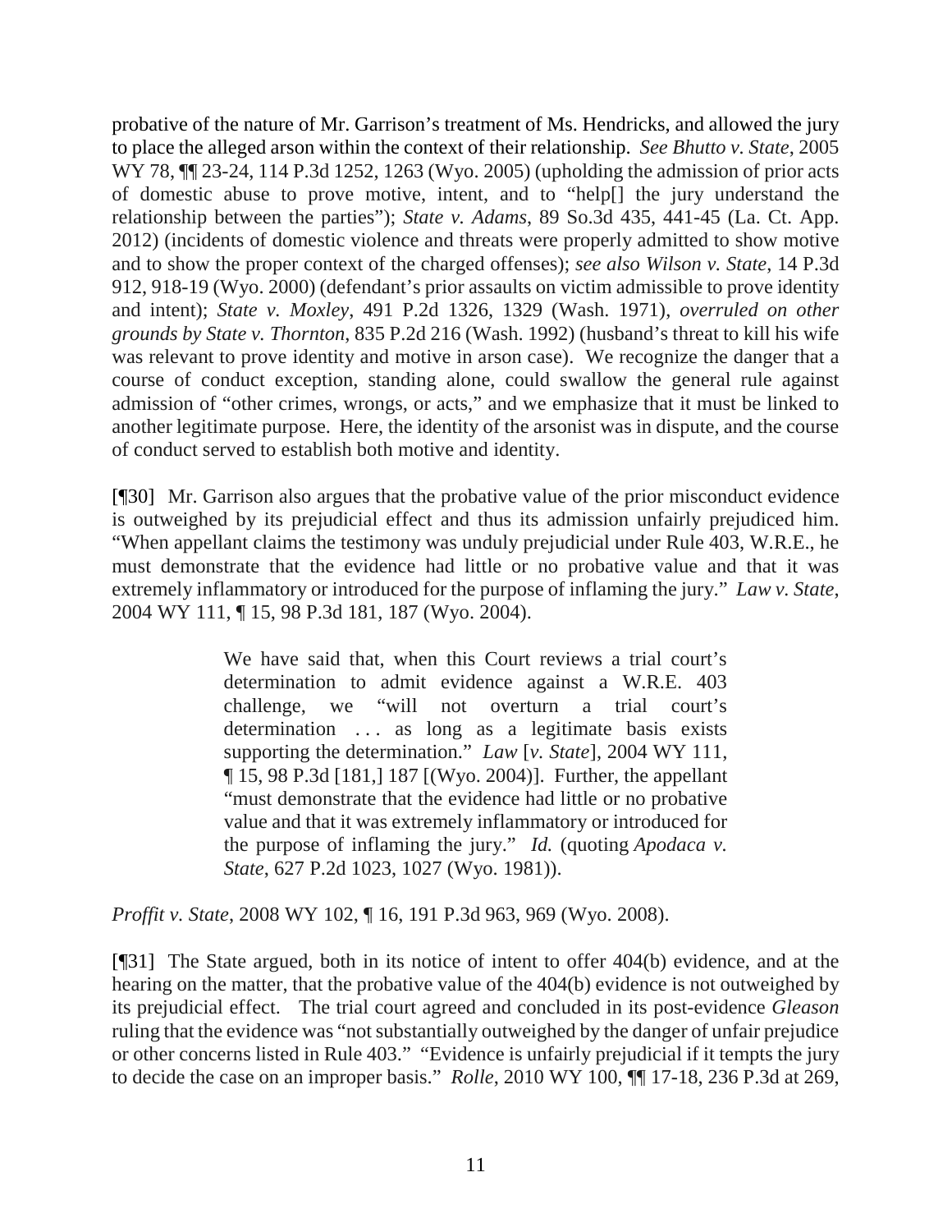probative of the nature of Mr. Garrison's treatment of Ms. Hendricks, and allowed the jury to place the alleged arson within the context of their relationship. *See Bhutto v. State*, 2005 WY 78, ¶¶ 23-24, 114 P.3d 1252, 1263 (Wyo. 2005) (upholding the admission of prior acts of domestic abuse to prove motive, intent, and to "help[] the jury understand the relationship between the parties"); *State v. Adams*, 89 So.3d 435, 441-45 (La. Ct. App. 2012) (incidents of domestic violence and threats were properly admitted to show motive and to show the proper context of the charged offenses); *see also Wilson v. State*, 14 P.3d 912, 918-19 (Wyo. 2000) (defendant's prior assaults on victim admissible to prove identity and intent); *State v. Moxley*, 491 P.2d 1326, 1329 (Wash. 1971), *overruled on other grounds by State v. Thornton*, 835 P.2d 216 (Wash. 1992) (husband's threat to kill his wife was relevant to prove identity and motive in arson case). We recognize the danger that a course of conduct exception, standing alone, could swallow the general rule against admission of "other crimes, wrongs, or acts," and we emphasize that it must be linked to another legitimate purpose. Here, the identity of the arsonist was in dispute, and the course of conduct served to establish both motive and identity.

[¶30] Mr. Garrison also argues that the probative value of the prior misconduct evidence is outweighed by its prejudicial effect and thus its admission unfairly prejudiced him. "When appellant claims the testimony was unduly prejudicial under Rule 403, W.R.E., he must demonstrate that the evidence had little or no probative value and that it was extremely inflammatory or introduced for the purpose of inflaming the jury." *Law v. State*, 2004 WY 111, ¶ 15, 98 P.3d 181, 187 (Wyo. 2004).

> We have said that, when this Court reviews a trial court's determination to admit evidence against a W.R.E. 403 challenge, we "will not overturn a trial court's determination . . . as long as a legitimate basis exists supporting the determination." *Law* [*v. State*], 2004 WY 111, ¶ 15, 98 P.3d [181,] 187 [(Wyo. 2004)]. Further, the appellant "must demonstrate that the evidence had little or no probative value and that it was extremely inflammatory or introduced for the purpose of inflaming the jury." *Id.* (quoting *Apodaca v. State*, 627 P.2d 1023, 1027 (Wyo. 1981)).

*Proffit v. State*, 2008 WY 102, ¶ 16, 191 P.3d 963, 969 (Wyo. 2008).

[¶31] The State argued, both in its notice of intent to offer 404(b) evidence, and at the hearing on the matter, that the probative value of the 404(b) evidence is not outweighed by its prejudicial effect. The trial court agreed and concluded in its post-evidence *Gleason* ruling that the evidence was "not substantially outweighed by the danger of unfair prejudice or other concerns listed in Rule 403." "Evidence is unfairly prejudicial if it tempts the jury to decide the case on an improper basis." *Rolle*, 2010 WY 100, ¶¶ 17-18, 236 P.3d at 269,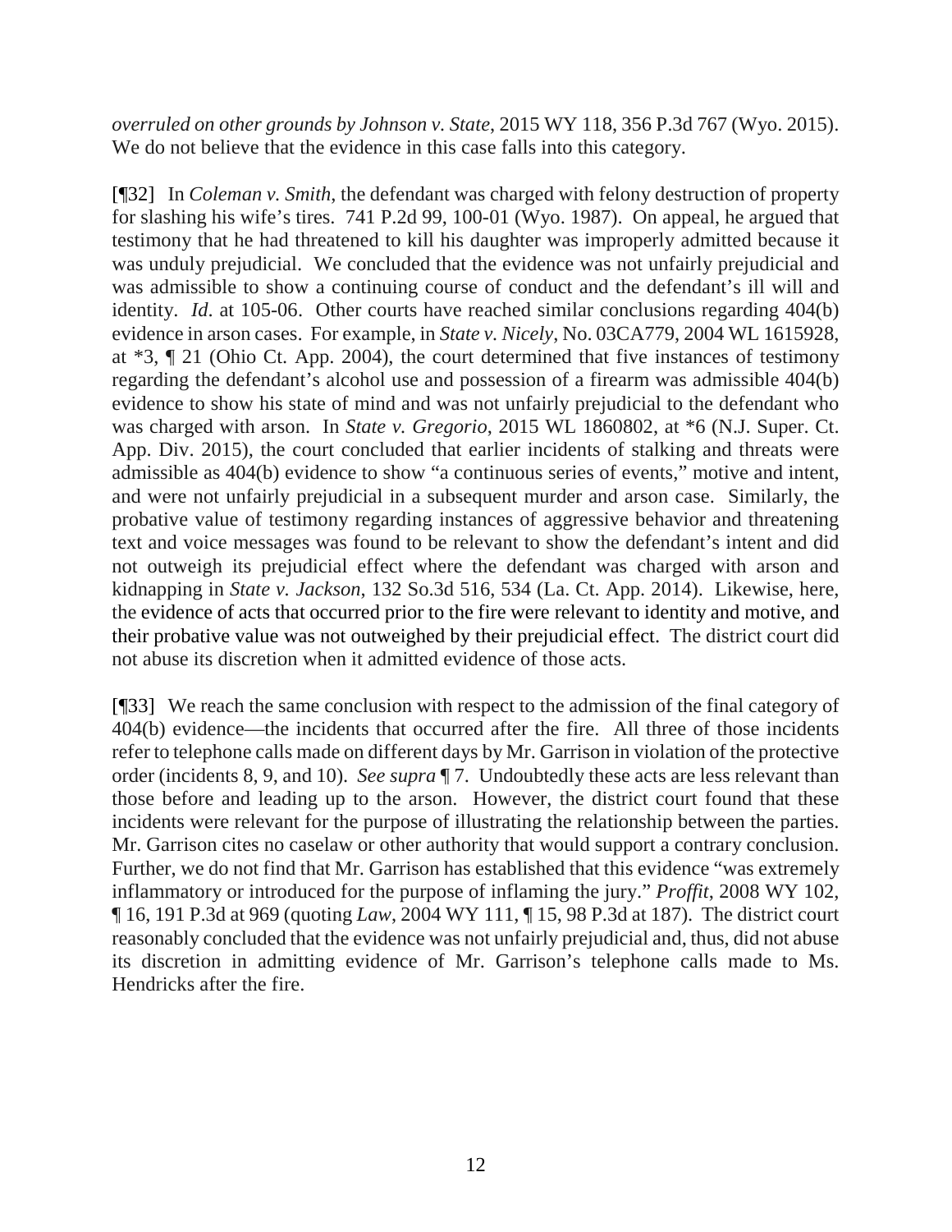*overruled on other grounds by Johnson v. State*, 2015 WY 118, 356 P.3d 767 (Wyo. 2015). We do not believe that the evidence in this case falls into this category.

[¶32] In *Coleman v. Smith*, the defendant was charged with felony destruction of property for slashing his wife's tires. 741 P.2d 99, 100-01 (Wyo. 1987). On appeal, he argued that testimony that he had threatened to kill his daughter was improperly admitted because it was unduly prejudicial. We concluded that the evidence was not unfairly prejudicial and was admissible to show a continuing course of conduct and the defendant's ill will and identity. *Id*. at 105-06. Other courts have reached similar conclusions regarding 404(b) evidence in arson cases. For example, in *State v. Nicely*, No. 03CA779, 2004 WL 1615928, at *3, ¶ 21 (Ohio Ct. App. 2004), the court determined that five instances of testimony regarding the defendant's alcohol use and possession of a firearm was admissible 404(b) evidence to show his state of mind and was not unfairly prejudicial to the defendant who was charged with arson. In *State v. Gregorio*, 2015 WL 1860802, at *6 (N.J. Super. Ct. App. Div. 2015), the court concluded that earlier incidents of stalking and threats were admissible as 404(b) evidence to show "a continuous series of events," motive and intent, and were not unfairly prejudicial in a subsequent murder and arson case. Similarly, the probative value of testimony regarding instances of aggressive behavior and threatening text and voice messages was found to be relevant to show the defendant's intent and did not outweigh its prejudicial effect where the defendant was charged with arson and kidnapping in *State v. Jackson*, 132 So.3d 516, 534 (La. Ct. App. 2014). Likewise, here, the evidence of acts that occurred prior to the fire were relevant to identity and motive, and their probative value was not outweighed by their prejudicial effect. The district court did not abuse its discretion when it admitted evidence of those acts.

[¶33] We reach the same conclusion with respect to the admission of the final category of 404(b) evidence—the incidents that occurred after the fire. All three of those incidents refer to telephone calls made on different days by Mr. Garrison in violation of the protective order (incidents 8, 9, and 10). *See supra* ¶ 7. Undoubtedly these acts are less relevant than those before and leading up to the arson. However, the district court found that these incidents were relevant for the purpose of illustrating the relationship between the parties. Mr. Garrison cites no caselaw or other authority that would support a contrary conclusion. Further, we do not find that Mr. Garrison has established that this evidence "was extremely inflammatory or introduced for the purpose of inflaming the jury." *Proffit*, 2008 WY 102, ¶ 16, 191 P.3d at 969 (quoting *Law*, 2004 WY 111, ¶ 15, 98 P.3d at 187). The district court reasonably concluded that the evidence was not unfairly prejudicial and, thus, did not abuse its discretion in admitting evidence of Mr. Garrison's telephone calls made to Ms. Hendricks after the fire.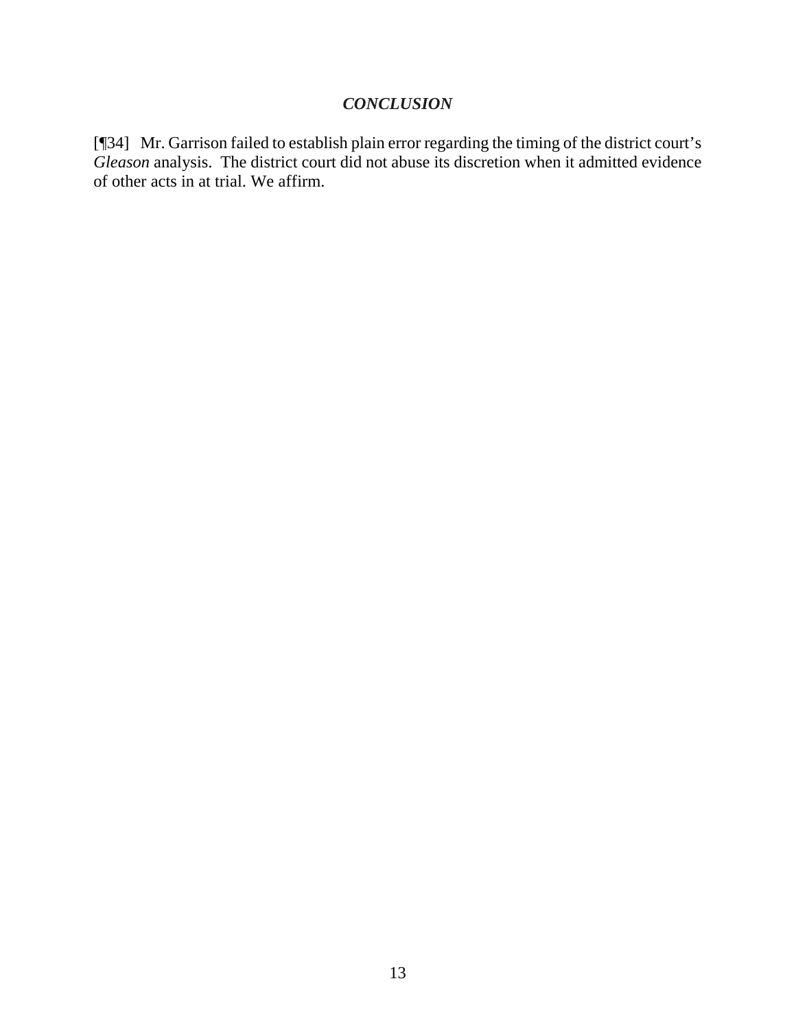## *CONCLUSION*

[¶34] Mr. Garrison failed to establish plain error regarding the timing of the district court's *Gleason* analysis. The district court did not abuse its discretion when it admitted evidence of other acts in at trial. We affirm.